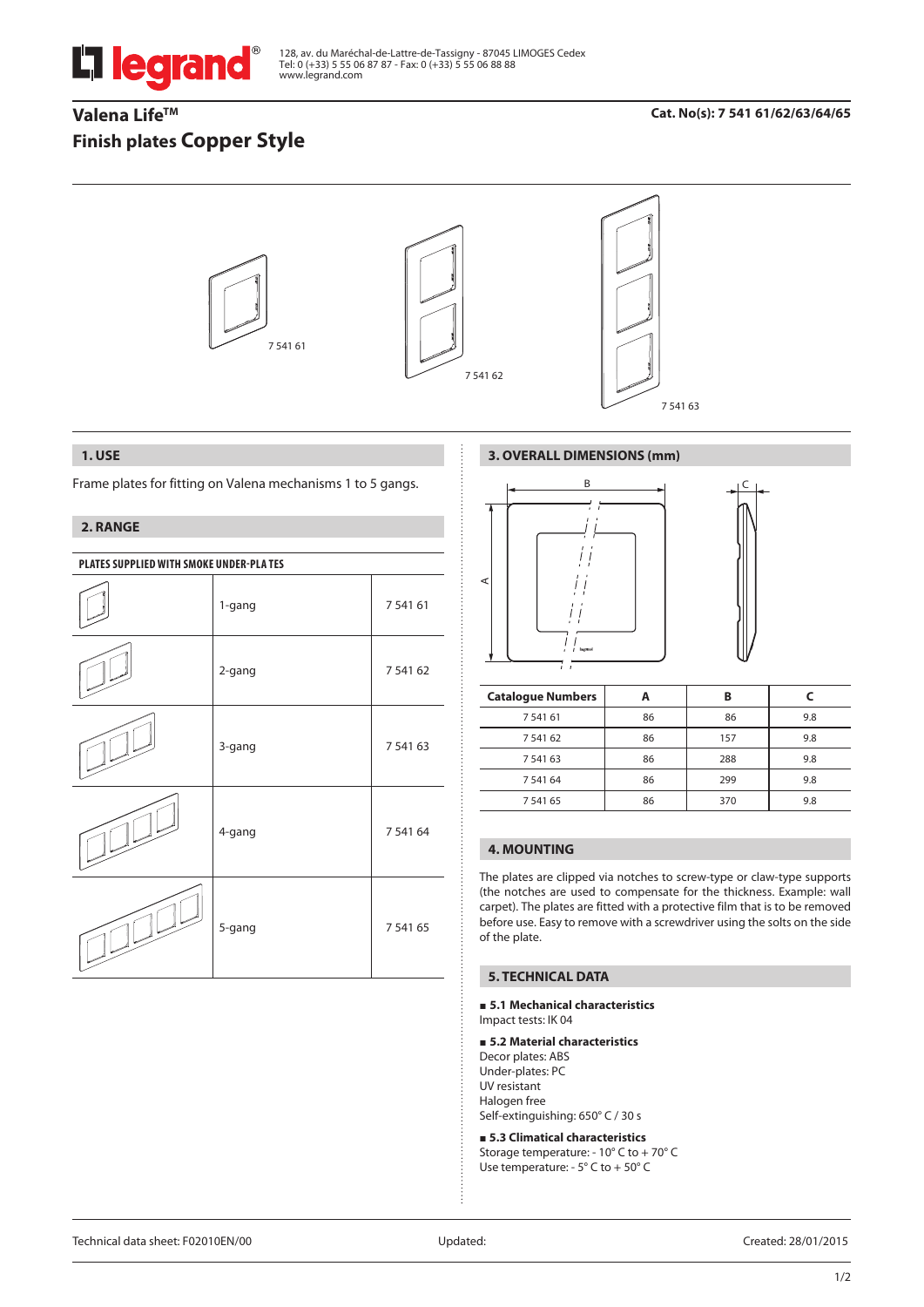128, av. du Maréchal-de-Lattre-de-Tassigny - 87045 LIMOGES Cedex
Tel: 0 (+33) 5 55 06 87 87 - Fax: 0 (+33) 5 55 06 88 88
www.legrand.com

# Valena Life™

## Finish plates Copper Style

**Cat. No(s): 7 541 61/62/63/64/65**

7 541 61

7 541 62

7 541 63

### 1. USE

Frame plates for fitting on Valena mechanisms 1 to 5 gangs.

### 2. RANGE

| PLATES SUPPLIED WITH SMOKE UNDER-PLA TES | | |
|---|---|---|
| | 1-gang | 7 541 61 |
| | 2-gang | 7 541 62 |
| | 3-gang | 7 541 63 |
| | 4-gang | 7 541 64 |
| | 5-gang | 7 541 65 |

### 3. OVERALL DIMENSIONS (mm)

| Catalogue Numbers | A | B | C |
|---|---|---|---|
| 7 541 61 | 86 | 86 | 9.8 |
| 7 541 62 | 86 | 157 | 9.8 |
| 7 541 63 | 86 | 288 | 9.8 |
| 7 541 64 | 86 | 299 | 9.8 |
| 7 541 65 | 86 | 370 | 9.8 |

### 4. MOUNTING

The plates are clipped via notches to screw-type or claw-type supports (the notches are used to compensate for the thickness. Example: wall carpet). The plates are fitted with a protective film that is to be removed before use. Easy to remove with a screwdriver using the solts on the side of the plate.

### 5. TECHNICAL DATA

**■ 5.1 Mechanical characteristics**

Impact tests: IK 04

**■ 5.2 Material characteristics**

Decor plates: ABS
Under-plates: PC
UV resistant
Halogen free
Self-extinguishing: 650° C / 30 s

**■ 5.3 Climatical characteristics**

Storage temperature: - 10° C to + 70° C
Use temperature: - 5° C to + 50° C

Technical data sheet: F02010EN/00 Updated: Created: 28/01/2015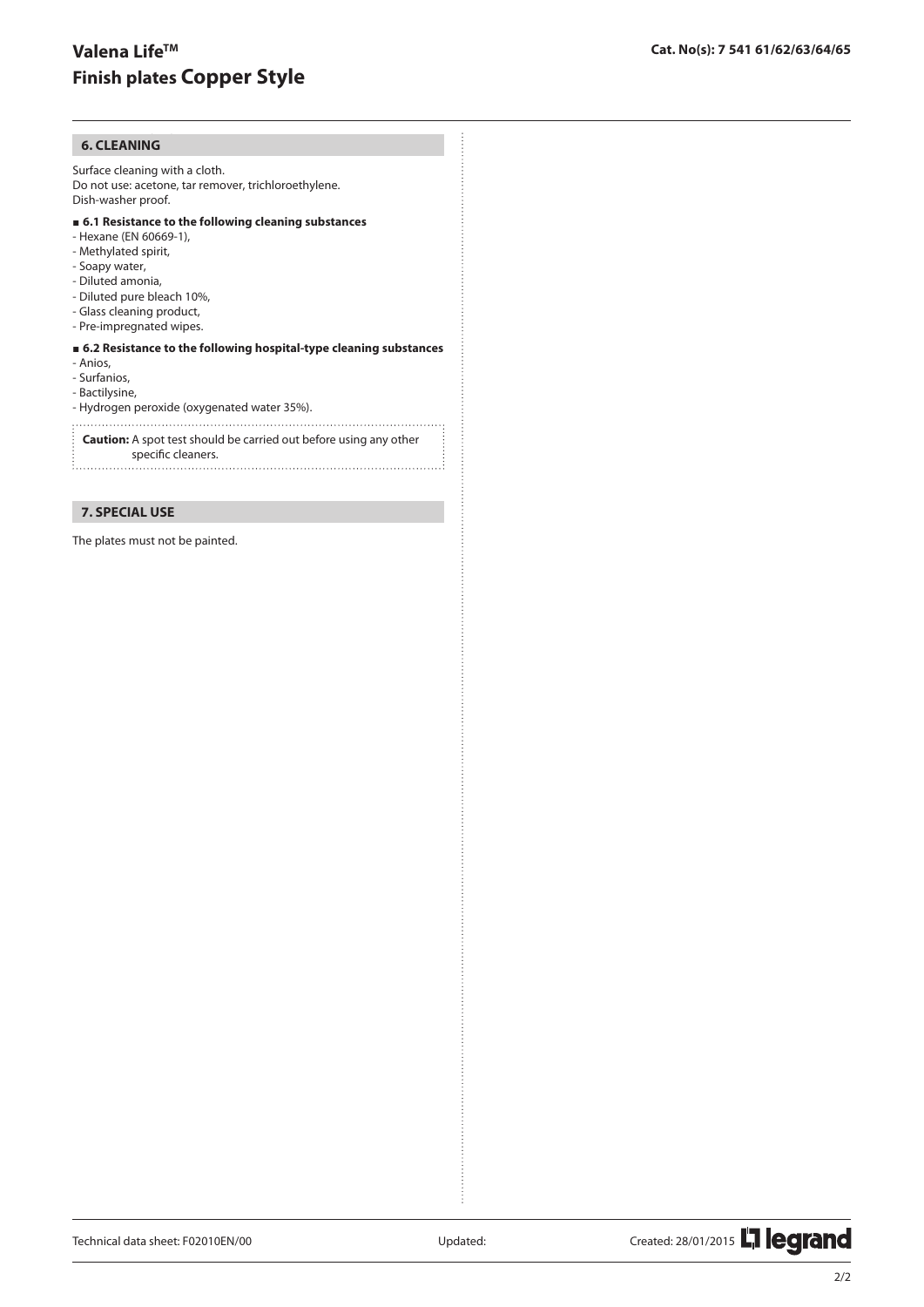## 6. CLEANING

Surface cleaning with a cloth.
Do not use: acetone, tar remover, trichloroethylene.
Dish-washer proof.

### ■ 6.1 Resistance to the following cleaning substances

- Hexane (EN 60669-1),
- Methylated spirit,
- Soapy water,
- Diluted amonia,
- Diluted pure bleach 10%,
- Glass cleaning product,
- Pre-impregnated wipes.

### ■ 6.2 Resistance to the following hospital-type cleaning substances

- Anios,
- Surfanios,
- Bactilysine,
- Hydrogen peroxide (oxygenated water 35%).

**Caution:** A spot test should be carried out before using any other specific cleaners.

## 7. SPECIAL USE

The plates must not be painted.